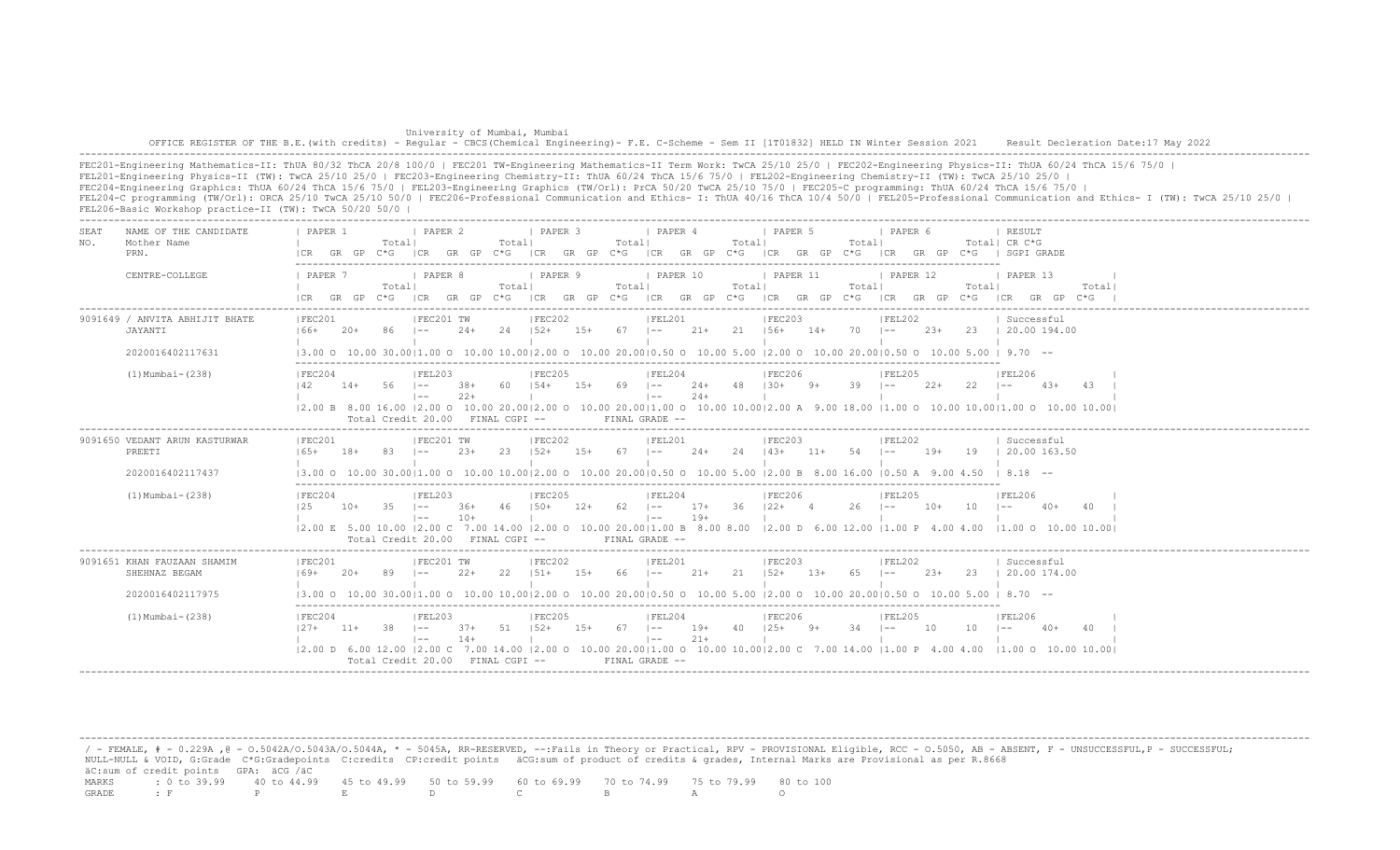University of Mumbai, Mumbai

OFFICE REGISTER OF THE B.E.(with credits) - Regular - CBCS(Chemical Engineering)- F.E. C-Scheme - Sem II [1T01832] HELD IN Winter Session 2021     Result Decleration Date:17 May 2022

FEC201-Engineering Mathematics-II: ThUA 80/32 ThCA 20/8 100/0 | FEC201 TW-Engineering Mathematics-II Term Work: TwCA 25/10 25/0 | FEC202-Engineering Physics-II: ThUA 60/24 ThCA 15/6 75/0 |
FEL201-Engineering Physics-II (TW): TwCA 25/10 25/0 | FEC203-Engineering Chemistry-II: ThUA 60/24 ThCA 15/6 75/0 | FEL202-Engineering Chemistry-II (TW): TwCA 25/10 25/0 |
FEC204-Engineering Graphics: ThUA 60/24 ThCA 15/6 75/0 | FEL203-Engineering Graphics (TW/Orl): PrCA 50/20 TwCA 25/10 75/0 | FEC205-C programming: ThUA 60/24 ThCA 15/6 75/0 |
FEL204-C programming (TW/Orl): ORCA 25/10 TwCA 25/10 50/0 | FEC206-Professional Communication and Ethics- I: ThUA 40/16 ThCA 10/4 50/0 | FEL205-Professional Communication and Ethics- I (TW): TwCA 25/10 25/0 |
FEL206-Basic Workshop practice-II (TW): TwCA 50/20 50/0 |

| SEAT NO. | NAME OF THE CANDIDATE / Mother Name / PRN. / CENTRE-COLLEGE | PAPER 1 / PAPER 7 | PAPER 2 / PAPER 8 | PAPER 3 / PAPER 9 | PAPER 4 / PAPER 10 | PAPER 5 / PAPER 11 | PAPER 6 / PAPER 12 | RESULT / PAPER 13 |
|---|---|---|---|---|---|---|---|---|
| | | CR GR GP C*G Total | CR GR GP C*G Total | CR GR GP C*G Total | CR GR GP C*G Total | CR GR GP C*G Total | CR GR GP C*G Total | CR C*G / SGPI GRADE |
| 9091649 | / ANVITA ABHIJIT BHATE | FEC201 | FEC201 TW | FEC202 | FEL201 | FEC203 | FEL202 | Successful |
| | JAYANTI | 66+ 20+ 86 | -- 24+ 24 | 52+ 15+ 67 | -- 21+ 21 | 56+ 14+ 70 | -- 23+ 23 | 20.00 194.00 |
| | 2020016402117631 | 3.00 O 10.00 30.00 | 1.00 O 10.00 10.00 | 2.00 O 10.00 20.00 | 0.50 O 10.00 5.00 | 2.00 O 10.00 20.00 | 0.50 O 10.00 5.00 | 9.70 -- |
| | (1)Mumbai-(238) | FEC204 | FEL203 | FEC205 | FEL204 | FEC206 | FEL205 | FEL206 |
| | | 42 14+ 56 | -- 38+ 60 / -- 22+ | 54+ 15+ 69 | -- 24+ 48 / -- 24+ | 30+ 9+ 39 | -- 22+ 22 | -- 43+ 43 |
| | | 2.00 B 8.00 16.00 | 2.00 O 10.00 20.00 | 2.00 O 10.00 20.00 | 1.00 O 10.00 10.00 | 2.00 A 9.00 18.00 | 1.00 O 10.00 10.00 | 1.00 O 10.00 10.00 |
| | | Total Credit 20.00 | FINAL CGPI -- | | FINAL GRADE -- | | | |
| 9091650 | VEDANT ARUN KASTURWAR | FEC201 | FEC201 TW | FEC202 | FEL201 | FEC203 | FEL202 | Successful |
| | PREETI | 65+ 18+ 83 | -- 23+ 23 | 52+ 15+ 67 | -- 24+ 24 | 43+ 11+ 54 | -- 19+ 19 | 20.00 163.50 |
| | 2020016402117437 | 3.00 O 10.00 30.00 | 1.00 O 10.00 10.00 | 2.00 O 10.00 20.00 | 0.50 O 10.00 5.00 | 2.00 B 8.00 16.00 | 0.50 A 9.00 4.50 | 8.18 -- |
| | (1)Mumbai-(238) | FEC204 | FEL203 | FEC205 | FEL204 | FEC206 | FEL205 | FEL206 |
| | | 25 10+ 35 | -- 36+ 46 / -- 10+ | 50+ 12+ 62 | -- 17+ 36 / -- 19+ | 22+ 4 26 | -- 10+ 10 | -- 40+ 40 |
| | | 2.00 E 5.00 10.00 | 2.00 C 7.00 14.00 | 2.00 O 10.00 20.00 | 1.00 B 8.00 8.00 | 2.00 D 6.00 12.00 | 1.00 P 4.00 4.00 | 1.00 O 10.00 10.00 |
| | | Total Credit 20.00 | FINAL CGPI -- | | FINAL GRADE -- | | | |
| 9091651 | KHAN FAUZAAN SHAMIM | FEC201 | FEC201 TW | FEC202 | FEL201 | FEC203 | FEL202 | Successful |
| | SHEHNAZ BEGAM | 69+ 20+ 89 | -- 22+ 22 | 51+ 15+ 66 | -- 21+ 21 | 52+ 13+ 65 | -- 23+ 23 | 20.00 174.00 |
| | 2020016402117975 | 3.00 O 10.00 30.00 | 1.00 O 10.00 10.00 | 2.00 O 10.00 20.00 | 0.50 O 10.00 5.00 | 2.00 O 10.00 20.00 | 0.50 O 10.00 5.00 | 8.70 -- |
| | (1)Mumbai-(238) | FEC204 | FEL203 | FEC205 | FEL204 | FEC206 | FEL205 | FEL206 |
| | | 27+ 11+ 38 | -- 37+ 51 / -- 14+ | 52+ 15+ 67 | -- 19+ 40 / -- 21+ | 25+ 9+ 34 | -- 10 10 | -- 40+ 40 |
| | | 2.00 D 6.00 12.00 | 2.00 C 7.00 14.00 | 2.00 O 10.00 20.00 | 1.00 O 10.00 10.00 | 2.00 C 7.00 14.00 | 1.00 P 4.00 4.00 | 1.00 O 10.00 10.00 |
| | | Total Credit 20.00 | FINAL CGPI -- | | FINAL GRADE -- | | | |

/ - FEMALE, # - 0.229A ,@ - O.5042A/O.5043A/O.5044A, * - 5045A, RR-RESERVED, --:Fails in Theory or Practical, RPV - PROVISIONAL Eligible, RCC - O.5050, AB - ABSENT, F - UNSUCCESSFUL,P - SUCCESSFUL;
NULL-NULL & VOID, G:Grade C*G:Gradepoints C:credits CP:credit points äCG:sum of product of credits & grades, Internal Marks are Provisional as per R.8668
äC:sum of credit points GPA: äCG /äC

| MARKS | : 0 to 39.99 | 40 to 44.99 | 45 to 49.99 | 50 to 59.99 | 60 to 69.99 | 70 to 74.99 | 75 to 79.99 | 80 to 100 |
|---|---|---|---|---|---|---|---|---|
| GRADE | : F | P | E | D | C | B | A | O |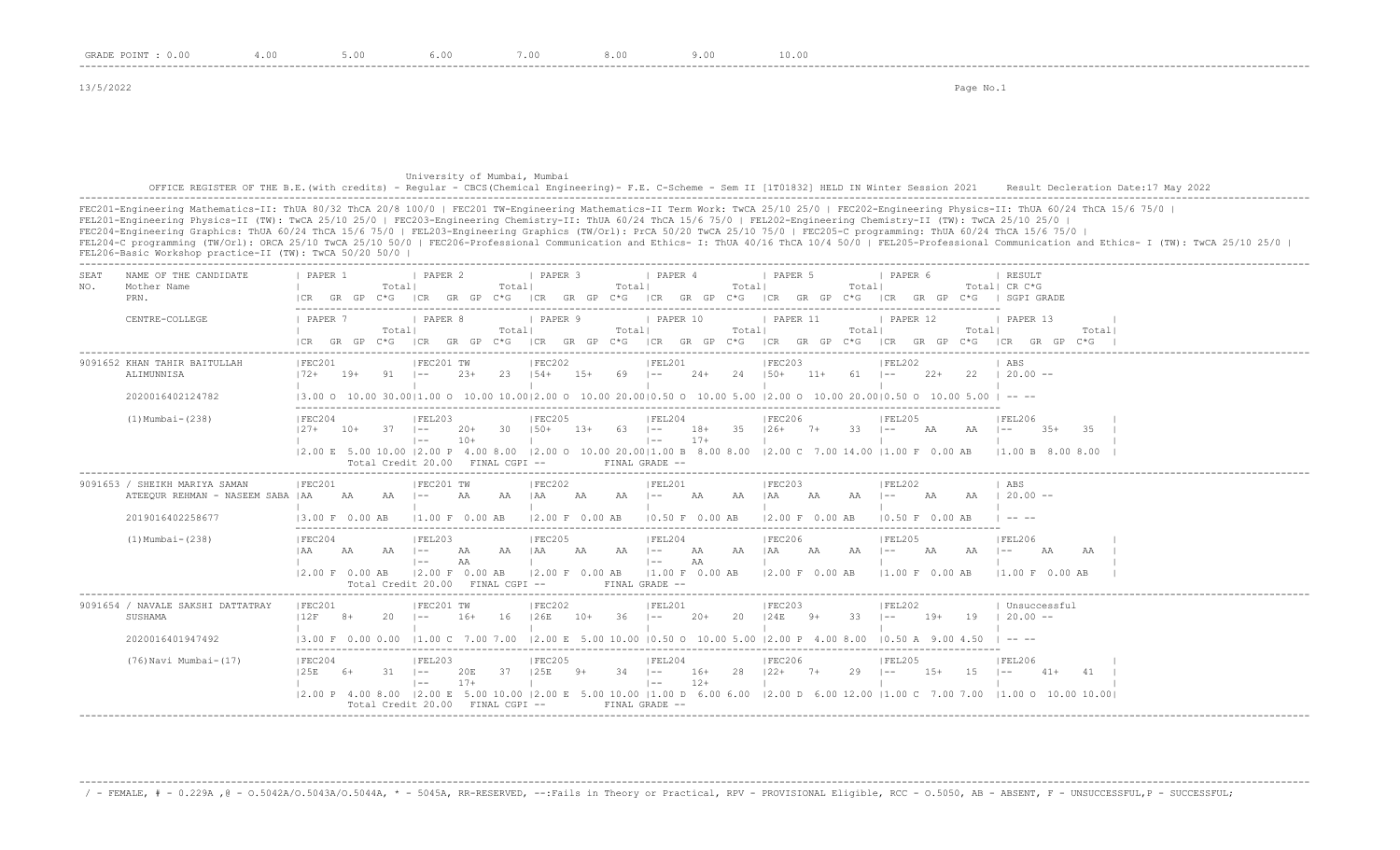GRADE POINT : 0.00 4.00 5.00 6.00 7.00 8.00 9.00 10.00

13/5/2022

University of Mumbai, Mumbai

OFFICE REGISTER OF THE B.E.(with credits) - Regular - CBCS(Chemical Engineering)- F.E. C-Scheme - Sem II [1T01832] HELD IN Winter Session 2021 Result Decleration Date:17 May 2022

FEC201-Engineering Mathematics-II: ThUA 80/32 ThCA 20/8 100/0 | FEC201 TW-Engineering Mathematics-II Term Work: TwCA 25/10 25/0 | FEC202-Engineering Physics-II: ThUA 60/24 ThCA 15/6 75/0 |
FEL201-Engineering Physics-II (TW): TwCA 25/10 25/0 | FEC203-Engineering Chemistry-II: ThUA 60/24 ThCA 15/6 75/0 | FEL202-Engineering Chemistry-II (TW): TwCA 25/10 25/0 |
FEC204-Engineering Graphics: ThUA 60/24 ThCA 15/6 75/0 | FEL203-Engineering Graphics (TW/Orl): PrCA 50/20 TwCA 25/10 75/0 | FEC205-C programming: ThUA 60/24 ThCA 15/6 75/0 |
FEL204-C programming (TW/Orl): ORCA 25/10 TwCA 25/10 50/0 | FEC206-Professional Communication and Ethics- I: ThUA 40/16 ThCA 10/4 50/0 | FEL205-Professional Communication and Ethics- I (TW): TwCA 25/10 25/0 |
FEL206-Basic Workshop practice-II (TW): TwCA 50/20 50/0 |

| SEAT NO. | NAME OF THE CANDIDATE / Mother Name / PRN. / CENTRE-COLLEGE | PAPER 1 / PAPER 7 | PAPER 2 / PAPER 8 | PAPER 3 / PAPER 9 | PAPER 4 / PAPER 10 | PAPER 5 / PAPER 11 | PAPER 6 / PAPER 12 | RESULT CR C*G SGPI GRADE / PAPER 13 |
|---|---|---|---|---|---|---|---|---|
| | (CR GR GP C*G) | Total | Total | Total | Total | Total | Total | Total |
| 9091652 | KHAN TAHIR BAITULLAH | FEC201 72+ 19+ 91 | FEC201 TW -- 23+ 23 | FEC202 54+ 15+ 69 | FEL201 -- 24+ 24 | FEC203 50+ 11+ 61 | FEL202 -- 22+ 22 | ABS 20.00 -- |
| | ALIMUNNISA | | | | | | | |
| | 2020016402124782 | 3.00 O 10.00 30.00 | 1.00 O 10.00 10.00 | 2.00 O 10.00 20.00 | 0.50 O 10.00 5.00 | 2.00 O 10.00 20.00 | 0.50 O 10.00 5.00 | -- -- |
| | (1)Mumbai-(238) | FEC204 27+ 10+ 37 | FEL203 -- 20+ 30 / -- 10+ | FEC205 50+ 13+ 63 | FEL204 -- 18+ 35 / -- 17+ | FEC206 26+ 7+ 33 | FEL205 -- AA AA | FEL206 -- 35+ 35 |
| | | 2.00 E 5.00 10.00 | 2.00 P 4.00 8.00 | 2.00 O 10.00 20.00 | 1.00 B 8.00 8.00 | 2.00 C 7.00 14.00 | 1.00 F 0.00 AB | 1.00 B 8.00 8.00 |
| | | Total Credit 20.00 | FINAL CGPI -- | | FINAL GRADE -- | | | |
| 9091653 | / SHEIKH MARIYA SAMAN | FEC201 AA AA AA | FEC201 TW -- AA AA | FEC202 AA AA AA | FEL201 -- AA AA | FEC203 AA AA AA | FEL202 -- AA AA | ABS 20.00 -- |
| | ATEEQUR REHMAN - NASEEM SABA | | | | | | | |
| | 2019016402258677 | 3.00 F 0.00 AB | 1.00 F 0.00 AB | 2.00 F 0.00 AB | 0.50 F 0.00 AB | 2.00 F 0.00 AB | 0.50 F 0.00 AB | -- -- |
| | (1)Mumbai-(238) | FEC204 AA AA AA | FEL203 -- AA AA / -- AA | FEC205 AA AA AA | FEL204 -- AA AA / -- AA | FEC206 AA AA AA | FEL205 -- AA AA | FEL206 -- AA AA |
| | | 2.00 F 0.00 AB | 2.00 F 0.00 AB | 2.00 F 0.00 AB | 1.00 F 0.00 AB | 2.00 F 0.00 AB | 1.00 F 0.00 AB | 1.00 F 0.00 AB |
| | | Total Credit 20.00 | FINAL CGPI -- | | FINAL GRADE -- | | | |
| 9091654 | / NAVALE SAKSHI DATTATRAY | FEC201 12F 8+ 20 | FEC201 TW -- 16+ 16 | FEC202 26E 10+ 36 | FEL201 -- 20+ 20 | FEC203 24E 9+ 33 | FEL202 -- 19+ 19 | Unsuccessful 20.00 -- |
| | SUSHAMA | | | | | | | |
| | 2020016401947492 | 3.00 F 0.00 0.00 | 1.00 C 7.00 7.00 | 2.00 E 5.00 10.00 | 0.50 O 10.00 5.00 | 2.00 P 4.00 8.00 | 0.50 A 9.00 4.50 | -- -- |
| | (76)Navi Mumbai-(17) | FEC204 25E 6+ 31 | FEL203 -- 20E 37 / -- 17+ | FEC205 25E 9+ 34 | FEL204 -- 16+ 28 / -- 12+ | FEC206 22+ 7+ 29 | FEL205 -- 15+ 15 | FEL206 -- 41+ 41 |
| | | 2.00 P 4.00 8.00 | 2.00 E 5.00 10.00 | 2.00 E 5.00 10.00 | 1.00 D 6.00 6.00 | 2.00 D 6.00 12.00 | 1.00 C 7.00 7.00 | 1.00 O 10.00 10.00 |
| | | Total Credit 20.00 | FINAL CGPI -- | | FINAL GRADE -- | | | |

/ - FEMALE, # - 0.229A ,@ - O.5042A/O.5043A/O.5044A, * - 5045A, RR-RESERVED, --:Fails in Theory or Practical, RPV - PROVISIONAL Eligible, RCC - O.5050, AB - ABSENT, F - UNSUCCESSFUL,P - SUCCESSFUL;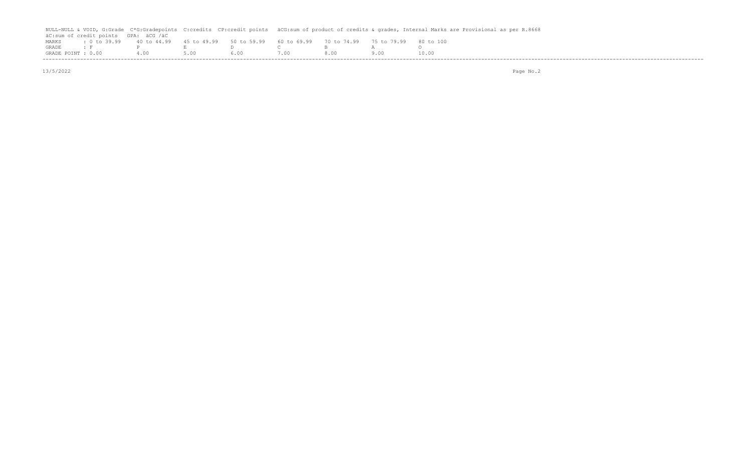NULL-NULL & VOID, G:Grade C*G:Gradepoints C:credits CP:credit points äCG:sum of product of credits & grades, Internal Marks are Provisional as per R.8668
äC:sum of credit points GPA: äCG /äC

| | | | | | | | | |
|---|---|---|---|---|---|---|---|---|
| MARKS | : 0 to 39.99 | 40 to 44.99 | 45 to 49.99 | 50 to 59.99 | 60 to 69.99 | 70 to 74.99 | 75 to 79.99 | 80 to 100 |
| GRADE | : F | P | E | D | C | B | A | O |
| GRADE POINT | : 0.00 | 4.00 | 5.00 | 6.00 | 7.00 | 8.00 | 9.00 | 10.00 |

13/5/2022